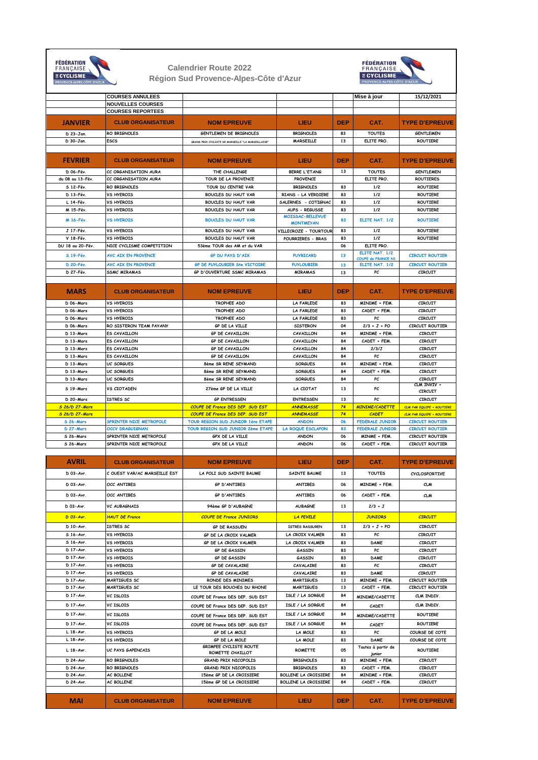# Calendrier Route 2022
## Région Sud Provence-Alpes-Côte d'Azur

| | | | | | | |
|---|---|---|---|---|---|---|
| | COURSES ANNULEES | | | | Mise à jour | 15/12/2021 |
| | NOUVELLES COURSES | | | | | |
| | COURSES REPORTEES | | | | | |
| **JANVIER** | **CLUB ORGANISATEUR** | **NOM EPREUVE** | **LIEU** | **DEP** | **CAT.** | **TYPE D'EPREUVE** |
| D 23-Jan. | RO BRIGNOLES | GENTLEMEN DE BRIGNOLES | BRIGNOLES | 83 | TOUTES | GENTLEMEN |
| D 30-Jan. | ESCS | GRAND PRIX CYCLISTE DE MARSEILLE "LA MARSEILLAISE" | MARSEILLE | 13 | ELITE PRO. | ROUTIERE |
| | | | | | | |
| **FEVRIER** | **CLUB ORGANISATEUR** | **NOM EPREUVE** | **LIEU** | **DEP** | **CAT.** | **TYPE D'EPREUVE** |
| D 06-Fév. | CC ORGANISATION AURA | THE CHALLENGE | BERRE L'ETANG | 13 | TOUTES | GENTLEMEN |
| du 08 au 13-Fév. | CC ORGANISATION AURA | TOUR DE LA PROVENCE | PROVENCE | | ELITE PRO. | ROUTIERES |
| S 12-Fév. | RO BRIGNOLES | TOUR DU CENTRE VAR | BRIGNOLES | 83 | 1/2 | ROUTIERE |
| D 13-Fév. | VS HYEROIS | BOUCLES DU HAUT VAR | RIANS - LA VERDIERE | 83 | 1/2 | ROUTIERE |
| L 14-Fév. | VS HYEROIS | BOUCLES DU HAUT VAR | SALERNES - COTIGNAC | 83 | 1/2 | ROUTIERE |
| M 15-Fév. | VS HYEROIS | BOUCLES DU HAUT VAR | AUPS - REGUSSE | 83 | 1/2 | ROUTIERE |
| M 16-Fév. | VS HYEROIS | BOUCLES DU HAUT VAR | MOISSAC-BELLEVUE MONTMEYAN | 83 | ELITE NAT. 1/2 | ROUTIERE |
| J 17-Fév. | VS HYEROIS | BOUCLES DU HAUT VAR | VILLECROZE - TOURTOUR | 83 | 1/2 | ROUTIERE |
| V 18-Fév. | VS HYEROIS | BOUCLES DU HAUT VAR | POURRIERES - BRAS | 83 | 1/2 | ROUTIERE |
| DU 18 au 20-Fév. | NICE CYCLISME COMPETITION | 53ème TOUR des AM et du VAR | | 06 | ELITE PRO. | |
| S 19-Fév. | AVC AIX EN PROVENCE | GP DU PAYS D'AIX | PUYRICARD | 13 | ELITE NAT. 1/2 COUPE de FRANCE N1 | CIRCUIT ROUTIER |
| D 20-Fév. | AVC AIX EN PROVENCE | GP DE PUYLOUBIER Ste VICTOIRE | PUYLOUBIER | 13 | ELITE NAT. 1/2 | CIRCUIT ROUTIER |
| D 27-Fév. | SSMC MIRAMAS | GP D'OUVERTURE SSMC MIRAMAS | MIRAMAS | 13 | PC | CIRCUIT |
| | | | | | | |
| **MARS** | **CLUB ORGANISATEUR** | **NOM EPREUVE** | **LIEU** | **DEP** | **CAT.** | **TYPE D'EPREUVE** |
| D 06-Mars | VS HYEROIS | TROPHEE ADO | LA FARLEDE | 83 | MINIME + FEM. | CIRCUIT |
| D 06-Mars | VS HYEROIS | TROPHEE ADO | LA FARLEDE | 83 | CADET + FEM. | CIRCUIT |
| D 06-Mars | VS HYEROIS | TROPHEE ADO | LA FARLEDE | 83 | PC | CIRCUIT |
| D 06-Mars | RO SISTERON TEAM PAYANY | GP DE LA VILLE | SISTERON | 04 | 2/3 + J + PO | CIRCUIT ROUTIER |
| D 13-Mars | ES CAVAILLON | GP DE CAVAILLON | CAVAILLON | 84 | MINIME + FEM. | CIRCUIT |
| D 13-Mars | ES CAVAILLON | GP DE CAVAILLON | CAVAILLON | 84 | CADET + FEM. | CIRCUIT |
| D 13-Mars | ES CAVAILLON | GP DE CAVAILLON | CAVAILLON | 84 | 2/3/J | CIRCUIT |
| D 13-Mars | ES CAVAILLON | GP DE CAVAILLON | CAVAILLON | 84 | PC | CIRCUIT |
| D 13-Mars | UC SORGUES | 8ème SR RENE SEYMAND | SORGUES | 84 | MINIME + FEM. | CIRCUIT |
| D 13-Mars | UC SORGUES | 8ème SR RENE SEYMAND | SORGUES | 84 | CADET + FEM. | CIRCUIT |
| D 13-Mars | UC SORGUES | 8ème SR RENE SEYMAND | SORGUES | 84 | PC | CIRCUIT |
| S 19-Mars | VS CIOTADEN | 27ème GP DE LA VILLE | LA CIOTAT | 13 | PC | CLM INVIV + CIRCUIT |
| D 20-Mars | ISTRES SC | GP ENTRESSEN | ENTRESSEN | 13 | PC | CIRCUIT |
| S 26/D 27-Mars | | COUPE DE France DES DEP. SUD EST | ANNEMASSE | 74 | MINIME/CADETTE | CLM PAR EQUIPE + ROUTIERE |
| S 26/D 27-Mars | | COUPE DE France DES DEP. SUD EST | ANNEMASSE | 74 | CADET | CLM PAR EQUIPE + ROUTIERE |
| S 26-Mars | SPRINTER NICE METROPOLE | TOUR REGION SUD JUNIOR 1ère ETAPE | ANDON | 06 | FEDERALE JUNIOR | CIRCUIT ROUTIER |
| D 27-Mars | OCCV DRAGUIGNAN | TOUR REGION SUD JUNIOR 2ème ETAPE | LA ROQUE ESCLAPON | 83 | FEDERALE JUNIOR | CIRCUIT ROUTIER |
| S 26-Mars | SPRINTER NICE METROPOLE | GPX DE LA VILLE | ANDON | 06 | MINME + FEM. | CIRCUIT ROUTIER |
| S 26-Mars | SPRINTER NICE METROPOLE | GPX DE LA VILLE | ANDON | 06 | CADET + FEM. | CIRCUIT ROUTIER |
| | | | | | | |
| **AVRIL** | **CLUB ORGANISATEUR** | **NOM EPREUVE** | **LIEU** | **DEP** | **CAT.** | **TYPE D'EPREUVE** |
| D 03-Avr. | C OUEST VAR/AC MARSEILLE EST | LA POLI SUD SAINTE BAUME | SAINTE BAUME | 13 | TOUTES | CYCLOSPORTIVE |
| D 03-Avr. | OCC ANTIBES | GP D'ANTIBES | ANTIBES | 06 | MINIME + FEM. | CLM |
| D 03-Avr. | OCC ANTIBES | GP D'ANTIBES | ANTIBES | 06 | CADET + FEM. | CLM |
| D 03-Avr. | VC AUBAGNAIS | 94ème GP D'AUBAGNE | AUBAGNE | 13 | 2/3 + J | |
| D 03-Avr. | HAUT DE France | COUPE DE France JUNIORS | LA PEVELE | | JUNIORS | CIRCUIT |
| D 10-Avr. | ISTRES SC | GP DE RASSUEN | ISTRES RASSUEN | 13 | 2/3 + J + PO | CIRCUIT |
| S 16-Avr. | VS HYEROIS | GP DE LA CROIX VALMER | LA CROIX VALMER | 83 | PC | CIRCUIT |
| S 16-Avr. | VS HYEROIS | GP DE LA CROIX VALMER | LA CROIX VALMER | 83 | DAME | CIRCUIT |
| D 17-Avr. | VS HYEROIS | GP DE GASSIN | GASSIN | 83 | PC | CIRCUIT |
| D 17-Avr. | VS HYEROIS | GP DE GASSIN | GASSIN | 83 | DAME | CIRCUIT |
| D 17-Avr. | VS HYEROIS | GP DE CAVALAIRE | CAVALAIRE | 83 | PC | CIRCUIT |
| D 17-Avr. | VS HYEROIS | GP DE CAVALAIRE | CAVALAIRE | 83 | DAME | CIRCUIT |
| D 17-Avr. | MARTIGUES SC | RONDE DES MINIMES | MARTIGUES | 13 | MINIME + FEM. | CIRCUIT ROUTIER |
| D 17-Avr. | MARTIGUES SC | LE TOUR DES BOUCHES DU RHONE | MARTIGUES | 13 | CADET + FEM. | CIRCUIT ROUTIER |
| D 17-Avr. | VC ISLOIS | COUPE DE France DES DEP. SUD EST | ISLE / LA SORGUE | 84 | MINIME/CADETTE | CLM INDIV. |
| D 17-Avr. | VC ISLOIS | COUPE DE France DES DEP. SUD EST | ISLE / LA SORGUE | 84 | CADET | CLM INDIV. |
| D 17-Avr. | VC ISLOIS | COUPE DE France DES DEP. SUD EST | ISLE / LA SORGUE | 84 | MINIME/CADETTE | ROUTIERE |
| D 17-Avr. | VC ISLOIS | COUPE DE France DES DEP. SUD EST | ISLE / LA SORGUE | 84 | CADET | ROUTIERE |
| L 18-Avr. | VS HYEROIS | GP DE LA MOLE | LA MOLE | 83 | PC | COURSE DE COTE |
| L 18-Avr. | VS HYEROIS | GP DE LA MOLE | LA MOLE | 83 | DAME | COURSE DE COTE |
| L 18-Avr. | UC PAYS GAPENCAIS | GRIMPEE CYCLISTE ROUTE ROMETTE CHAILLOT | ROMETTE | 05 | Toutes à partir de junior | ROUTIERE |
| D 24-Avr. | RO BRIGNOLES | GRAND PRIX NICOPOLIS | BRIGNOLES | 83 | MINIME + FEM. | CIRCUIT |
| D 24-Avr. | RO BRIGNOLES | GRAND PRIX NICOPOLIS | BRIGNOLES | 83 | CADET + FEM. | CIRCUIT |
| D 24-Avr. | AC BOLLENE | 15ème GP DE LA CROISIERE | BOLLENE LA CROISIERE | 84 | MINIME + FEM. | CIRCUIT |
| D 24-Avr. | AC BOLLENE | 15ème GP DE LA CROISIERE | BOLLENE LA CROISIERE | 84 | CADET + FEM. | CIRCUIT |
| | | | | | | |
| **MAI** | **CLUB ORGANISATEUR** | **NOM EPREUVE** | **LIEU** | **DEP** | **CAT.** | **TYPE D'EPREUVE** |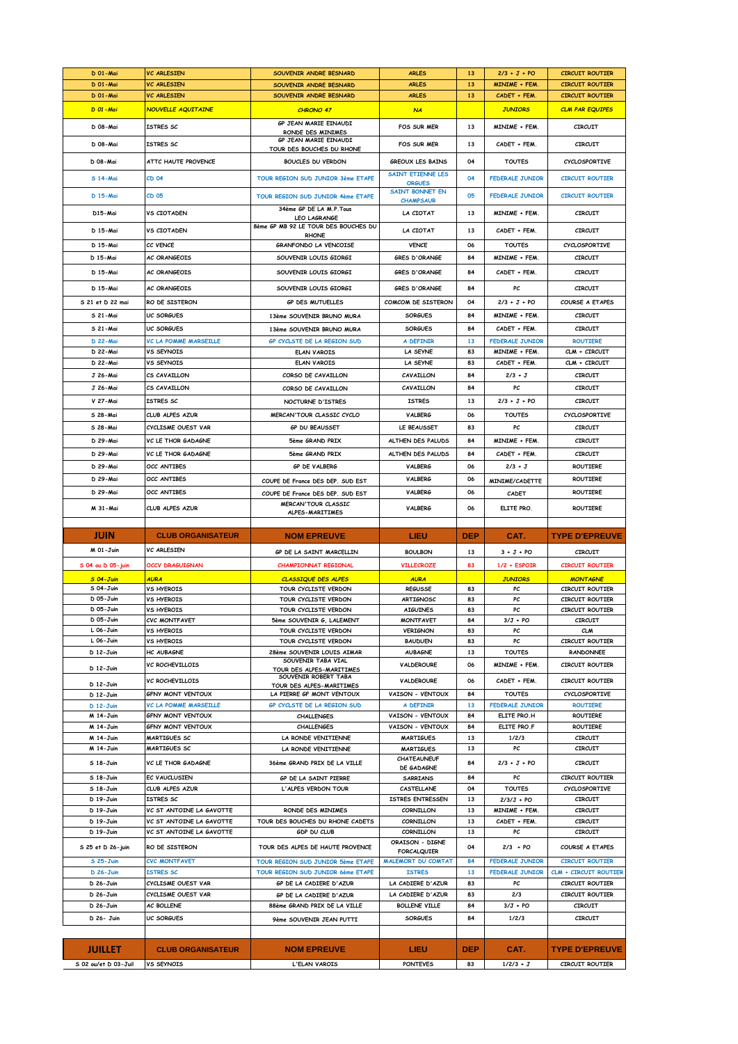| | | | | | | |
|---|---|---|---|---|---|---|
| D 01-Mai | VC ARLESIEN | SOUVENIR ANDRE BESNARD | ARLES | 13 | 2/3 + J + PO | CIRCUIT ROUTIER |
| D 01-Mai | VC ARLESIEN | SOUVENIR ANDRE BESNARD | ARLES | 13 | MINIME + FEM. | CIRCUIT ROUTIER |
| D 01-Mai | VC ARLESIEN | SOUVENIR ANDRE BESNARD | ARLES | 13 | CADET + FEM. | CIRCUIT ROUTIER |
| D 01-Mai | NOUVELLE AQUITAINE | CHRONO 47 | NA | | JUNIORS | CLM PAR EQUIPES |
| D 08-Mai | ISTRES SC | GP JEAN MARIE EINAUDI RONDE DES MINIMES | FOS SUR MER | 13 | MINIME + FEM. | CIRCUIT |
| D 08-Mai | ISTRES SC | GP JEAN MARIE EINAUDI TOUR DES BOUCHES DU RHONE | FOS SUR MER | 13 | CADET + FEM. | CIRCUIT |
| D 08-Mai | ATTC HAUTE PROVENCE | BOUCLES DU VERDON | GREOUX LES BAINS | 04 | TOUTES | CYCLOSPORTIVE |
| S 14-Mai | CD 04 | TOUR REGION SUD JUNIOR 3ème ETAPE | SAINT ETIENNE LES ORGUES | 04 | FEDERALE JUNIOR | CIRCUIT ROUTIER |
| D 15-Mai | CD 05 | TOUR REGION SUD JUNIOR 4ème ETAPE | SAINT BONNET EN CHAMPSAUR | 05 | FEDERALE JUNIOR | CIRCUIT ROUTIER |
| D15-Mai | VS CIOTADEN | 34ème GP DE LA M.P.Tous LEO LAGRANGE | LA CIOTAT | 13 | MINIME + FEM. | CIRCUIT |
| D 15-Mai | VS CIOTADEN | 8ème GP MB 92 LE TOUR DES BOUCHES DU RHONE | LA CIOTAT | 13 | CADET + FEM. | CIRCUIT |
| D 15-Mai | CC VENCE | GRANFONDO LA VENCOISE | VENCE | 06 | TOUTES | CYCLOSPORTIVE |
| D 15-Mai | AC ORANGEOIS | SOUVENIR LOUIS GIORGI | GRES D'ORANGE | 84 | MINIME + FEM. | CIRCUIT |
| D 15-Mai | AC ORANGEOIS | SOUVENIR LOUIS GIORGI | GRES D'ORANGE | 84 | CADET + FEM. | CIRCUIT |
| D 15-Mai | AC ORANGEOIS | SOUVENIR LOUIS GIORGI | GRES D'ORANGE | 84 | PC | CIRCUIT |
| S 21 et D 22 mai | RO DE SISTERON | GP DES MUTUELLES | COMCOM DE SISTERON | 04 | 2/3 + J + PO | COURSE A ETAPES |
| S 21-Mai | UC SORGUES | 13ème SOUVENIR BRUNO MURA | SORGUES | 84 | MINIME + FEM. | CIRCUIT |
| S 21-Mai | UC SORGUES | 13ème SOUVENIR BRUNO MURA | SORGUES | 84 | CADET + FEM. | CIRCUIT |
| D 22-Mai | VC LA POMME MARSEILLE | GP CYCLSTE DE LA REGION SUD | A DEFINIR | 13 | FEDERALE JUNIOR | ROUTIERE |
| D 22-Mai | VS SEYNOIS | ELAN VAROIS | LA SEYNE | 83 | MINIME + FEM. | CLM + CIRCUIT |
| D 22-Mai | VS SEYNOIS | ELAN VAROIS | LA SEYNE | 83 | CADET + FEM. | CLM + CIRCUIT |
| J 26-Mai | CS CAVAILLON | CORSO DE CAVAILLON | CAVAILLON | 84 | 2/3 + J | CIRCUIT |
| J 26-Mai | CS CAVAILLON | CORSO DE CAVAILLON | CAVAILLON | 84 | PC | CIRCUIT |
| V 27-Mai | ISTRES SC | NOCTURNE D'ISTRES | ISTRES | 13 | 2/3 + J + PO | CIRCUIT |
| S 28-Mai | CLUB ALPES AZUR | MERCAN'TOUR CLASSIC CYCLO | VALBERG | 06 | TOUTES | CYCLOSPORTIVE |
| S 28-Mai | CYCLISME OUEST VAR | GP DU BEAUSSET | LE BEAUSSET | 83 | PC | CIRCUIT |
| D 29-Mai | VC LE THOR GADAGNE | 5ème GRAND PRIX | ALTHEN DES PALUDS | 84 | MINIME + FEM. | CIRCUIT |
| D 29-Mai | VC LE THOR GADAGNE | 5ème GRAND PRIX | ALTHEN DES PALUDS | 84 | CADET + FEM. | CIRCUIT |
| D 29-Mai | OCC ANTIBES | GP DE VALBERG | VALBERG | 06 | 2/3 + J | ROUTIERE |
| D 29-Mai | OCC ANTIBES | COUPE DE France DES DEP. SUD EST | VALBERG | 06 | MINIME/CADETTE | ROUTIERE |
| D 29-Mai | OCC ANTIBES | COUPE DE France DES DEP. SUD EST | VALBERG | 06 | CADET | ROUTIERE |
| M 31-Mai | CLUB ALPES AZUR | MERCAN'TOUR CLASSIC ALPES-MARITIMES | VALBERG | 06 | ELITE PRO. | ROUTIERE |
| | | | | | | |
| **JUIN** | **CLUB ORGANISATEUR** | **NOM EPREUVE** | **LIEU** | **DEP** | **CAT.** | **TYPE D'EPREUVE** |
| M 01-Juin | VC ARLESIEN | GP DE LA SAINT MARCELLIN | BOULBON | 13 | 3 + J + PO | CIRCUIT |
| S 04 ou D 05-juin | OCCV DRAGUIGNAN | CHAMPIONNAT REGIONAL | VILLECROZE | 83 | 1/2 + ESPOIR | CIRCUIT ROUTIER |
| S 04-Juin | AURA | CLASSIQUE DES ALPES | AURA | | JUNIORS | MONTAGNE |
| S 04-Juin | VS HYEROIS | TOUR CYCLISTE VERDON | REGUSSE | 83 | PC | CIRCUIT ROUTIER |
| D 05-Juin | VS HYEROIS | TOUR CYCLISTE VERDON | ARTIGNOSC | 83 | PC | CIRCUIT ROUTIER |
| D 05-Juin | VS HYEROIS | TOUR CYCLISTE VERDON | AIGUINES | 83 | PC | CIRCUIT ROUTIER |
| D 05-Juin | CVC MONTFAVET | 5ème SOUVENIR G. LALEMENT | MONTFAVET | 84 | 3/J + PO | CIRCUIT |
| L 06-Juin | VS HYEROIS | TOUR CYCLISTE VERDON | VERIGNON | 83 | PC | CLM |
| L 06-Juin | VS HYEROIS | TOUR CYCLISTE VERDON | BAUDUEN | 83 | PC | CIRCUIT ROUTIER |
| D 12-Juin | HC AUBAGNE | 28ème SOUVENIR LOUIS AIMAR | AUBAGNE | 13 | TOUTES | RANDONNEE |
| D 12-Juin | VC ROCHEVILLOIS | SOUVENIR TABA VIAL TOUR DES ALPES-MARITIMES | VALDEROURE | 06 | MINIME + FEM. | CIRCUIT ROUTIER |
| D 12-Juin | VC ROCHEVILLOIS | SOUVENIR ROBERT TABA TOUR DES ALPES-MARITIMES | VALDEROURE | 06 | CADET + FEM. | CIRCUIT ROUTIER |
| D 12-Juin | GFNY MONT VENTOUX | LA PIERRE GF MONT VENTOUX | VAISON - VENTOUX | 84 | TOUTES | CYCLOSPORTIVE |
| D 12-Juin | VC LA POMME MARSEILLE | GP CYCLSTE DE LA REGION SUD | A DEFINIR | 13 | FEDERALE JUNIOR | ROUTIERE |
| M 14-Juin | GFNY MONT VENTOUX | CHALLENGES | VAISON - VENTOUX | 84 | ELITE PRO.H | ROUTIERE |
| M 14-Juin | GFNY MONT VENTOUX | CHALLENGES | VAISON - VENTOUX | 84 | ELITE PRO.F | ROUTIERE |
| M 14-Juin | MARTIGUES SC | LA RONDE VENITIENNE | MARTIGUES | 13 | 1/2/3 | CIRCUIT |
| M 14-Juin | MARTIGUES SC | LA RONDE VENITIENNE | MARTIGUES | 13 | PC | CIRCUIT |
| S 18-Juin | VC LE THOR GADAGNE | 36ème GRAND PRIX DE LA VILLE | CHATEAUNEUF DE GADAGNE | 84 | 2/3 + J + PO | CIRCUIT |
| S 18-Juin | EC VAUCLUSIEN | GP DE LA SAINT PIERRE | SARRIANS | 84 | PC | CIRCUIT ROUTIER |
| S 18-Juin | CLUB ALPES AZUR | L'ALPES VERDON TOUR | CASTELLANE | 04 | TOUTES | CYCLOSPORTIVE |
| D 19-Juin | ISTRES SC | | ISTRES ENTRESSEN | 13 | 2/3/J + PO | CIRCUIT |
| D 19-Juin | VC ST ANTOINE LA GAVOTTE | RONDE DES MINIMES | CORNILLON | 13 | MINIME + FEM. | CIRCUIT |
| D 19-Juin | VC ST ANTOINE LA GAVOTTE | TOUR DES BOUCHES DU RHONE CADETS | CORNILLON | 13 | CADET + FEM. | CIRCUIT |
| D 19-Juin | VC ST ANTOINE LA GAVOTTE | GDP DU CLUB | CORNILLON | 13 | PC | CIRCUIT |
| S 25 et D 26-juin | RO DE SISTERON | TOUR DES ALPES DE HAUTE PROVENCE | ORAISON - DIGNE FORCALQUIER | 04 | 2/3 + PO | COURSE A ETAPES |
| S 25-Juin | CVC MONTFAVET | TOUR REGION SUD JUNIOR 5ème ETAPE | MALEMORT DU COMTAT | 84 | FEDERALE JUNIOR | CIRCUIT ROUTIER |
| D 26-Juin | ISTRES SC | TOUR REGION SUD JUNIOR 6ème ETAPE | ISTRES | 13 | FEDERALE JUNIOR | CLM + CIRCUIT ROUTIER |
| D 26-Juin | CYCLISME OUEST VAR | GP DE LA CADIERE D'AZUR | LA CADIERE D'AZUR | 83 | PC | CIRCUIT ROUTIER |
| D 26-Juin | CYCLISME OUEST VAR | GP DE LA CADIERE D'AZUR | LA CADIERE D'AZUR | 83 | 2/3 | CIRCUIT ROUTIER |
| D 26-Juin | AC BOLLENE | 88ème GRAND PRIX DE LA VILLE | BOLLENE VILLE | 84 | 3/J + PO | CIRCUIT |
| D 26- Juin | UC SORGUES | 9ème SOUVENIR JEAN PUTTI | SORGUES | 84 | 1/2/3 | CIRCUIT |
| | | | | | | |
| **JUILLET** | **CLUB ORGANISATEUR** | **NOM EPREUVE** | **LIEU** | **DEP** | **CAT.** | **TYPE D'EPREUVE** |
| S 02 ou/et D 03-Juil | VS SEYNOIS | L'ELAN VAROIS | PONTEVES | 83 | 1/2/3 + J | CIRCUIT ROUTIER |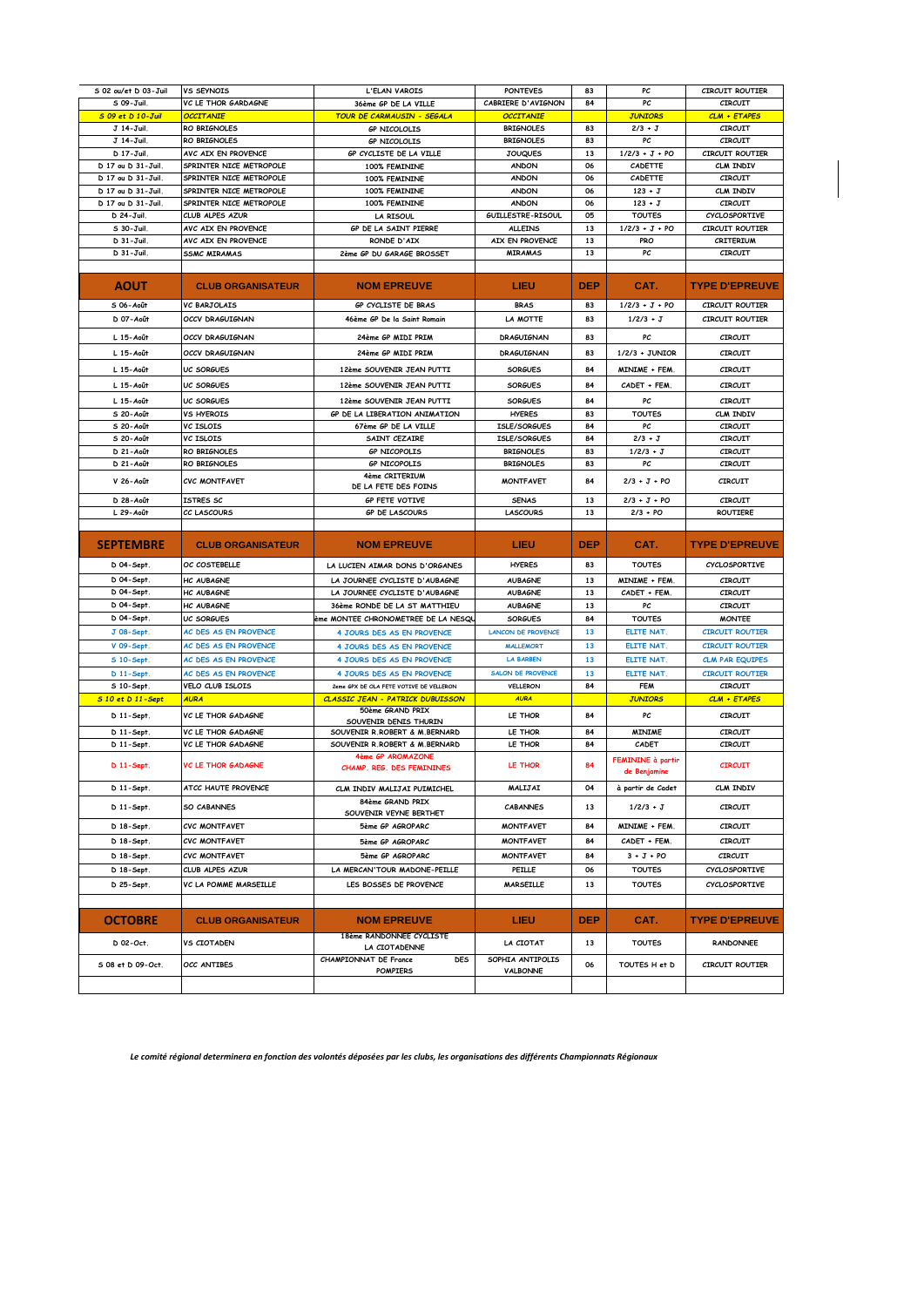| | | | | | | |
|---|---|---|---|---|---|---|
| S 02 ou/et D 03-Juil | VS SEYNOIS | L'ELAN VAROIS | PONTEVES | 83 | PC | CIRCUIT ROUTIER |
| S 09-Juil. | VC LE THOR GARDAGNE | 36ème GP DE LA VILLE | CABRIERE D'AVIGNON | 84 | PC | CIRCUIT |
| S 09 et D 10-Juil | OCCITANIE | TOUR DE CARMAUSIN - SEGALA | OCCITANIE | | JUNIORS | CLM + ETAPES |
| J 14-Juil. | RO BRIGNOLES | GP NICOLOLIS | BRIGNOLES | 83 | 2/3 + J | CIRCUIT |
| J 14-Juil. | RO BRIGNOLES | GP NICOLOLIS | BRIGNOLES | 83 | PC | CIRCUIT |
| D 17-Juil. | AVC AIX EN PROVENCE | GP CYCLISTE DE LA VILLE | JOUQUES | 13 | 1/2/3 + J + PO | CIRCUIT ROUTIER |
| D 17 ou D 31-Juil. | SPRINTER NICE METROPOLE | 100% FEMININE | ANDON | 06 | CADETTE | CLM INDIV |
| D 17 ou D 31-Juil. | SPRINTER NICE METROPOLE | 100% FEMININE | ANDON | 06 | CADETTE | CIRCUIT |
| D 17 ou D 31-Juil. | SPRINTER NICE METROPOLE | 100% FEMININE | ANDON | 06 | 123 + J | CLM INDIV |
| D 17 ou D 31-Juil. | SPRINTER NICE METROPOLE | 100% FEMININE | ANDON | 06 | 123 + J | CIRCUIT |
| D 24-Juil. | CLUB ALPES AZUR | LA RISOUL | GUILLESTRE-RISOUL | 05 | TOUTES | CYCLOSPORTIVE |
| S 30-Juil. | AVC AIX EN PROVENCE | GP DE LA SAINT PIERRE | ALLEINS | 13 | 1/2/3 + J + PO | CIRCUIT ROUTIER |
| D 31-Juil. | AVC AIX EN PROVENCE | RONDE D'AIX | AIX EN PROVENCE | 13 | PRO | CRITERIUM |
| D 31-Juil. | SSMC MIRAMAS | 2ème GP DU GARAGE BROSSET | MIRAMAS | 13 | PC | CIRCUIT |
| | | | | | | |
| **AOUT** | **CLUB ORGANISATEUR** | **NOM EPREUVE** | **LIEU** | **DEP** | **CAT.** | **TYPE D'EPREUVE** |
| S 06-Août | VC BARJOLAIS | GP CYCLISTE DE BRAS | BRAS | 83 | 1/2/3 + J + PO | CIRCUIT ROUTIER |
| D 07-Août | OCCV DRAGUIGNAN | 46ème GP De la Saint Romain | LA MOTTE | 83 | 1/2/3 + J | CIRCUIT ROUTIER |
| L 15-Août | OCCV DRAGUIGNAN | 24ème GP MIDI PRIM | DRAGUIGNAN | 83 | PC | CIRCUIT |
| L 15-Août | OCCV DRAGUIGNAN | 24ème GP MIDI PRIM | DRAGUIGNAN | 83 | 1/2/3 + JUNIOR | CIRCUIT |
| L 15-Août | UC SORGUES | 12ème SOUVENIR JEAN PUTTI | SORGUES | 84 | MINIME + FEM. | CIRCUIT |
| L 15-Août | UC SORGUES | 12ème SOUVENIR JEAN PUTTI | SORGUES | 84 | CADET + FEM. | CIRCUIT |
| L 15-Août | UC SORGUES | 12ème SOUVENIR JEAN PUTTI | SORGUES | 84 | PC | CIRCUIT |
| S 20-Août | VS HYEROIS | GP DE LA LIBERATION ANIMATION | HYERES | 83 | TOUTES | CLM INDIV |
| S 20-Août | VC ISLOIS | 67ème GP DE LA VILLE | ISLE/SORGUES | 84 | PC | CIRCUIT |
| S 20-Août | VC ISLOIS | SAINT CEZAIRE | ISLE/SORGUES | 84 | 2/3 + J | CIRCUIT |
| D 21-Août | RO BRIGNOLES | GP NICOPOLIS | BRIGNOLES | 83 | 1/2/3 + J | CIRCUIT |
| D 21-Août | RO BRIGNOLES | GP NICOPOLIS | BRIGNOLES | 83 | PC | CIRCUIT |
| V 26-Août | CVC MONTFAVET | 4ème CRITERIUM DE LA FETE DES FOINS | MONTFAVET | 84 | 2/3 + J + PO | CIRCUIT |
| D 28-Août | ISTRES SC | GP FETE VOTIVE | SENAS | 13 | 2/3 + J + PO | CIRCUIT |
| L 29-Août | CC LASCOURS | GP DE LASCOURS | LASCOURS | 13 | 2/3 + PO | ROUTIERE |
| | | | | | | |
| **SEPTEMBRE** | **CLUB ORGANISATEUR** | **NOM EPREUVE** | **LIEU** | **DEP** | **CAT.** | **TYPE D'EPREUVE** |
| D 04-Sept. | OC COSTEBELLE | LA LUCIEN AIMAR DONS D'ORGANES | HYERES | 83 | TOUTES | CYCLOSPORTIVE |
| D 04-Sept. | HC AUBAGNE | LA JOURNEE CYCLISTE D'AUBAGNE | AUBAGNE | 13 | MINIME + FEM. | CIRCUIT |
| D 04-Sept. | HC AUBAGNE | LA JOURNEE CYCLISTE D'AUBAGNE | AUBAGNE | 13 | CADET + FEM. | CIRCUIT |
| D 04-Sept. | HC AUBAGNE | 36ème RONDE DE LA ST MATTHIEU | AUBAGNE | 13 | PC | CIRCUIT |
| D 04-Sept. | UC SORGUES | ème MONTEE CHRONOMETREE DE LA NESQU | SORGUES | 84 | TOUTES | MONTEE |
| J 08-Sept. | AC DES AS EN PROVENCE | 4 JOURS DES AS EN PROVENCE | LANCON DE PROVENCE | 13 | ELITE NAT. | CIRCUIT ROUTIER |
| V 09-Sept. | AC DES AS EN PROVENCE | 4 JOURS DES AS EN PROVENCE | MALLEMORT | 13 | ELITE NAT. | CIRCUIT ROUTIER |
| S 10-Sept. | AC DES AS EN PROVENCE | 4 JOURS DES AS EN PROVENCE | LA BARBEN | 13 | ELITE NAT. | CLM PAR EQUIPES |
| D 11-Sept. | AC DES AS EN PROVENCE | 4 JOURS DES AS EN PROVENCE | SALON DE PROVENCE | 13 | ELITE NAT. | CIRCUIT ROUTIER |
| S 10-Sept. | VELO CLUB ISLOIS | 2eme GPX DE OLA FETE VOTIVE DE VELLERON | VELLERON | 84 | FEM | CIRCUIT |
| S 10 et D 11-Sept | AURA | CLASSIC JEAN - PATRICK DUBUISSON | AURA | | JUNIORS | CLM + ETAPES |
| D 11-Sept. | VC LE THOR GADAGNE | 50ème GRAND PRIX SOUVENIR DENIS THURIN | LE THOR | 84 | PC | CIRCUIT |
| D 11-Sept. | VC LE THOR GADAGNE | SOUVENIR R.ROBERT & M.BERNARD | LE THOR | 84 | MINIME | CIRCUIT |
| D 11-Sept. | VC LE THOR GADAGNE | SOUVENIR R.ROBERT & M.BERNARD | LE THOR | 84 | CADET | CIRCUIT |
| D 11-Sept. | VC LE THOR GADAGNE | 4ème GP AROMAZONE CHAMP. REG. DES FEMININES | LE THOR | 84 | FEMININE à partir de Benjamine | CIRCUIT |
| D 11-Sept. | ATCC HAUTE PROVENCE | CLM INDIV MALIJAI PUIMICHEL | MALIJAI | 04 | à partir de Cadet | CLM INDIV |
| D 11-Sept. | SO CABANNES | 84ème GRAND PRIX SOUVENIR VEYNE BERTHET | CABANNES | 13 | 1/2/3 + J | CIRCUIT |
| D 18-Sept. | CVC MONTFAVET | 5ème GP AGROPARC | MONTFAVET | 84 | MINIME + FEM. | CIRCUIT |
| D 18-Sept. | CVC MONTFAVET | 5ème GP AGROPARC | MONTFAVET | 84 | CADET + FEM. | CIRCUIT |
| D 18-Sept. | CVC MONTFAVET | 5ème GP AGROPARC | MONTFAVET | 84 | 3 + J + PO | CIRCUIT |
| D 18-Sept. | CLUB ALPES AZUR | LA MERCAN'TOUR MADONE-PEILLE | PEILLE | 06 | TOUTES | CYCLOSPORTIVE |
| D 25-Sept. | VC LA POMME MARSEILLE | LES BOSSES DE PROVENCE | MARSEILLE | 13 | TOUTES | CYCLOSPORTIVE |
| | | | | | | |
| **OCTOBRE** | **CLUB ORGANISATEUR** | **NOM EPREUVE** | **LIEU** | **DEP** | **CAT.** | **TYPE D'EPREUVE** |
| D 02-Oct. | VS CIOTADEN | 18ème RANDONNEE CYCLISTE LA CIOTADENNE | LA CIOTAT | 13 | TOUTES | RANDONNEE |
| S 08 et D 09-Oct. | OCC ANTIBES | CHAMPIONNAT DE France DES POMPIERS | SOPHIA ANTIPOLIS VALBONNE | 06 | TOUTES H et D | CIRCUIT ROUTIER |
| | | | | | | |

*Le comité régional determinera en fonction des volontés déposées par les clubs, les organisations des différents Championnats Régionaux*